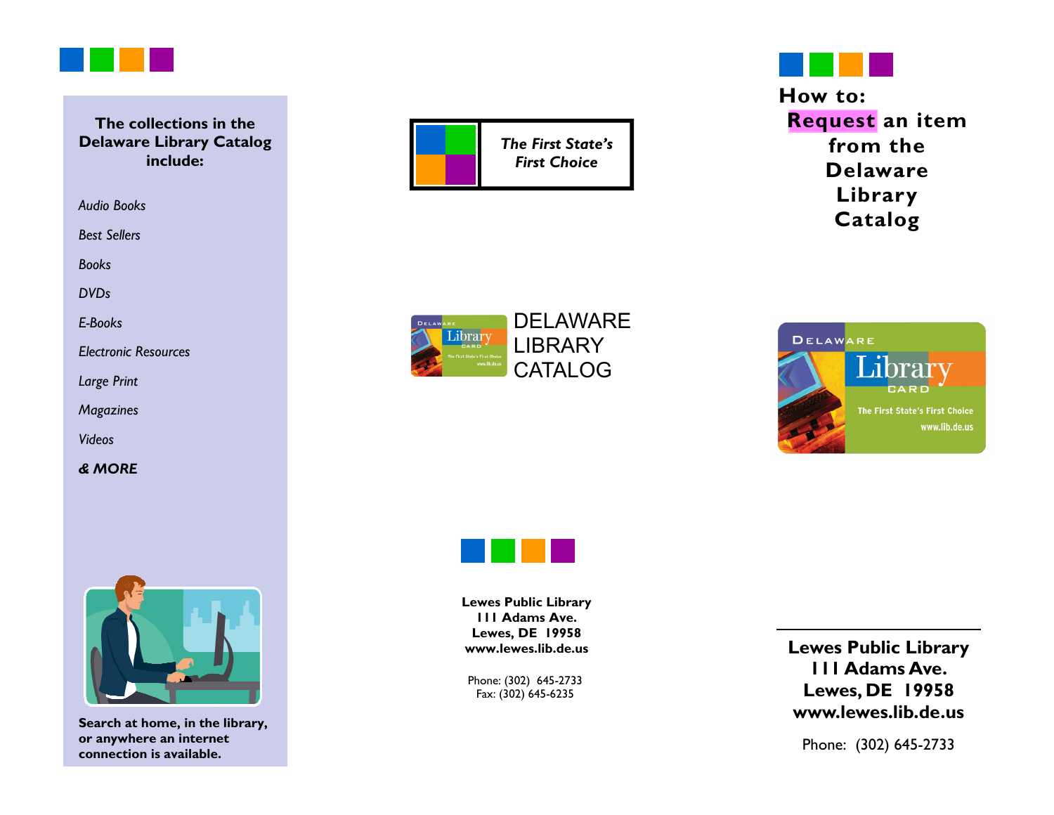**The collections in the Delaware Library Catalog include:**

- *Audio Books*
- *Best Sellers*
- *Books*
- *DVDs*
- *E-Books*
- *Electronic Resources*
- *Large Print*
- *Magazines*
- *Videos*
- ***& MORE***

**Search at home, in the library, or anywhere an internet connection is available.**

*The First State's First Choice*

# DELAWARE LIBRARY CATALOG

**Lewes Public Library**
**111 Adams Ave.**
**Lewes, DE 19958**
**www.lewes.lib.de.us**

Phone: (302) 645-2733
Fax: (302) 645-6235

# How to: Request an item from the Delaware Library Catalog

**Lewes Public Library**
**111 Adams Ave.**
**Lewes, DE 19958**
**www.lewes.lib.de.us**

Phone: (302) 645-2733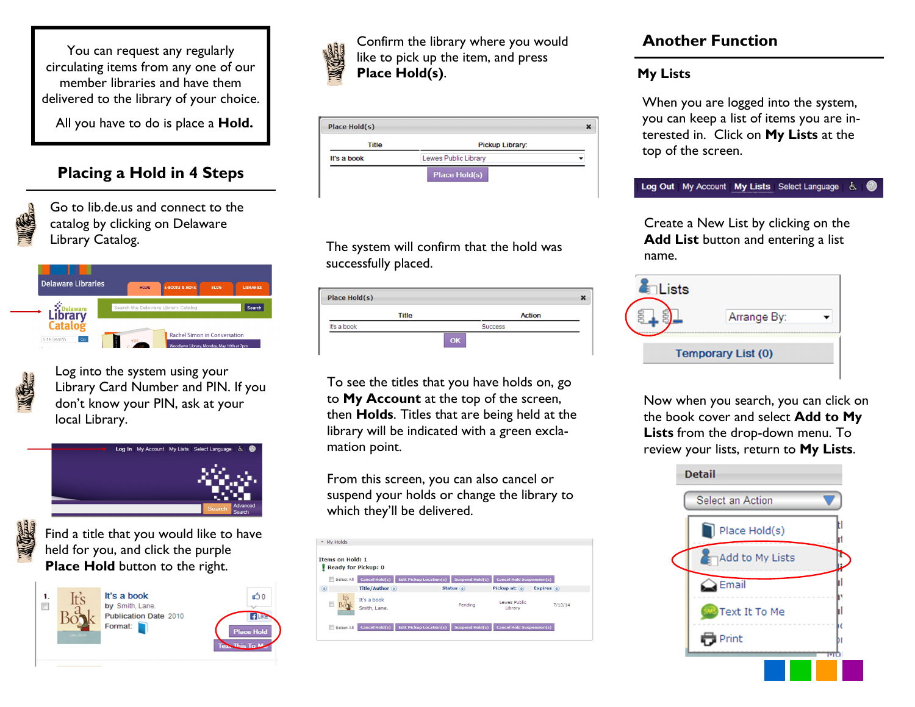You can request any regularly circulating items from any one of our member libraries and have them delivered to the library of your choice.

All you have to do is place a **Hold.**

## Placing a Hold in 4 Steps

Go to lib.de.us and connect to the catalog by clicking on Delaware Library Catalog.

Log into the system using your Library Card Number and PIN. If you don't know your PIN, ask at your local Library.

Find a title that you would like to have held for you, and click the purple **Place Hold** button to the right.

Confirm the library where you would like to pick up the item, and press **Place Hold(s)**.

The system will confirm that the hold was successfully placed.

To see the titles that you have holds on, go to **My Account** at the top of the screen, then **Holds**. Titles that are being held at the library will be indicated with a green exclamation point.

From this screen, you can also cancel or suspend your holds or change the library to which they'll be delivered.

## Another Function

### My Lists

When you are logged into the system, you can keep a list of items you are interested in. Click on **My Lists** at the top of the screen.

Create a New List by clicking on the **Add List** button and entering a list name.

Now when you search, you can click on the book cover and select **Add to My Lists** from the drop-down menu. To review your lists, return to **My Lists**.